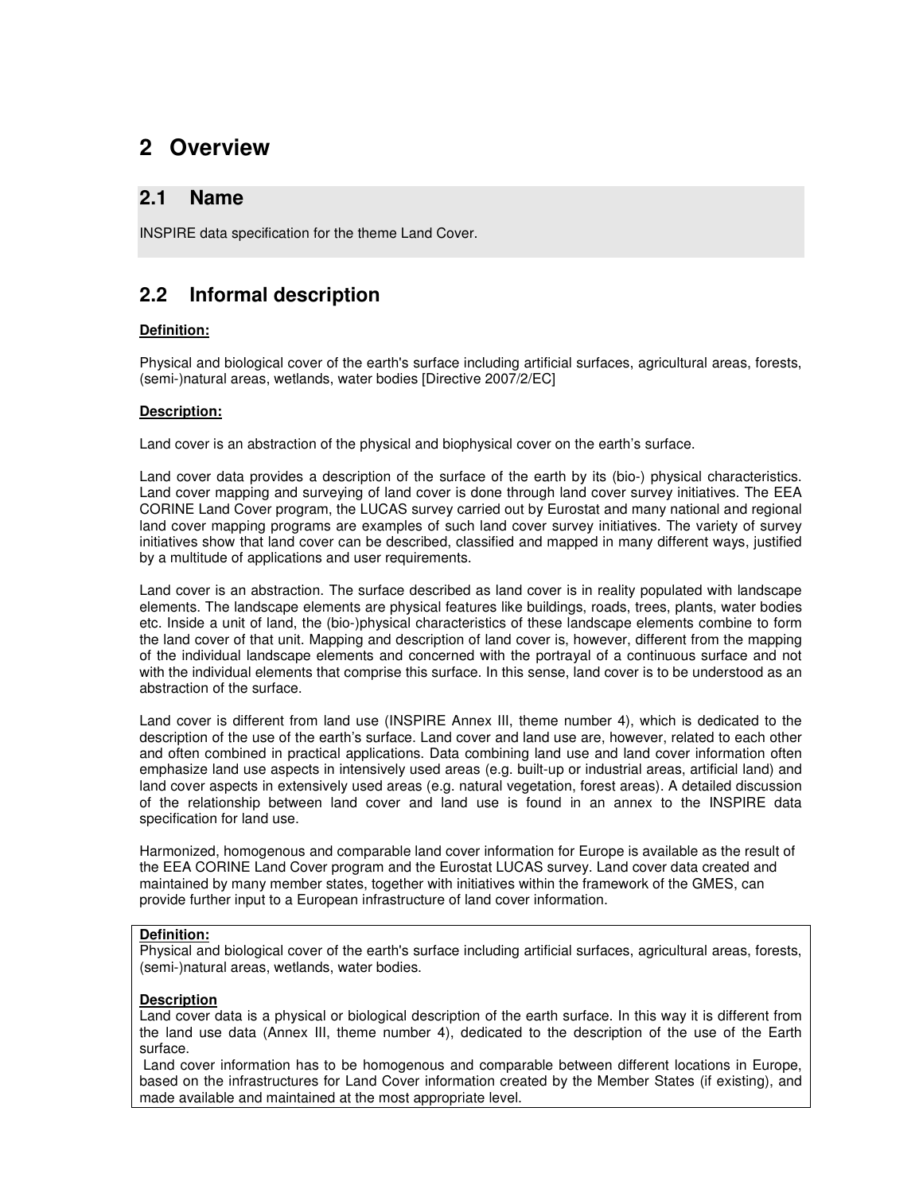# 2 Overview

## 2.1 Name

INSPIRE data specification for the theme Land Cover.

## 2.2 Informal description

**Definition:**

Physical and biological cover of the earth's surface including artificial surfaces, agricultural areas, forests, (semi-)natural areas, wetlands, water bodies [Directive 2007/2/EC]

**Description:**

Land cover is an abstraction of the physical and biophysical cover on the earth's surface.

Land cover data provides a description of the surface of the earth by its (bio-) physical characteristics. Land cover mapping and surveying of land cover is done through land cover survey initiatives. The EEA CORINE Land Cover program, the LUCAS survey carried out by Eurostat and many national and regional land cover mapping programs are examples of such land cover survey initiatives. The variety of survey initiatives show that land cover can be described, classified and mapped in many different ways, justified by a multitude of applications and user requirements.

Land cover is an abstraction. The surface described as land cover is in reality populated with landscape elements. The landscape elements are physical features like buildings, roads, trees, plants, water bodies etc. Inside a unit of land, the (bio-)physical characteristics of these landscape elements combine to form the land cover of that unit. Mapping and description of land cover is, however, different from the mapping of the individual landscape elements and concerned with the portrayal of a continuous surface and not with the individual elements that comprise this surface. In this sense, land cover is to be understood as an abstraction of the surface.

Land cover is different from land use (INSPIRE Annex III, theme number 4), which is dedicated to the description of the use of the earth's surface. Land cover and land use are, however, related to each other and often combined in practical applications. Data combining land use and land cover information often emphasize land use aspects in intensively used areas (e.g. built-up or industrial areas, artificial land) and land cover aspects in extensively used areas (e.g. natural vegetation, forest areas). A detailed discussion of the relationship between land cover and land use is found in an annex to the INSPIRE data specification for land use.

Harmonized, homogenous and comparable land cover information for Europe is available as the result of the EEA CORINE Land Cover program and the Eurostat LUCAS survey. Land cover data created and maintained by many member states, together with initiatives within the framework of the GMES, can provide further input to a European infrastructure of land cover information.

**Definition:**
Physical and biological cover of the earth's surface including artificial surfaces, agricultural areas, forests, (semi-)natural areas, wetlands, water bodies.

**Description**
Land cover data is a physical or biological description of the earth surface. In this way it is different from the land use data (Annex III, theme number 4), dedicated to the description of the use of the Earth surface.
Land cover information has to be homogenous and comparable between different locations in Europe, based on the infrastructures for Land Cover information created by the Member States (if existing), and made available and maintained at the most appropriate level.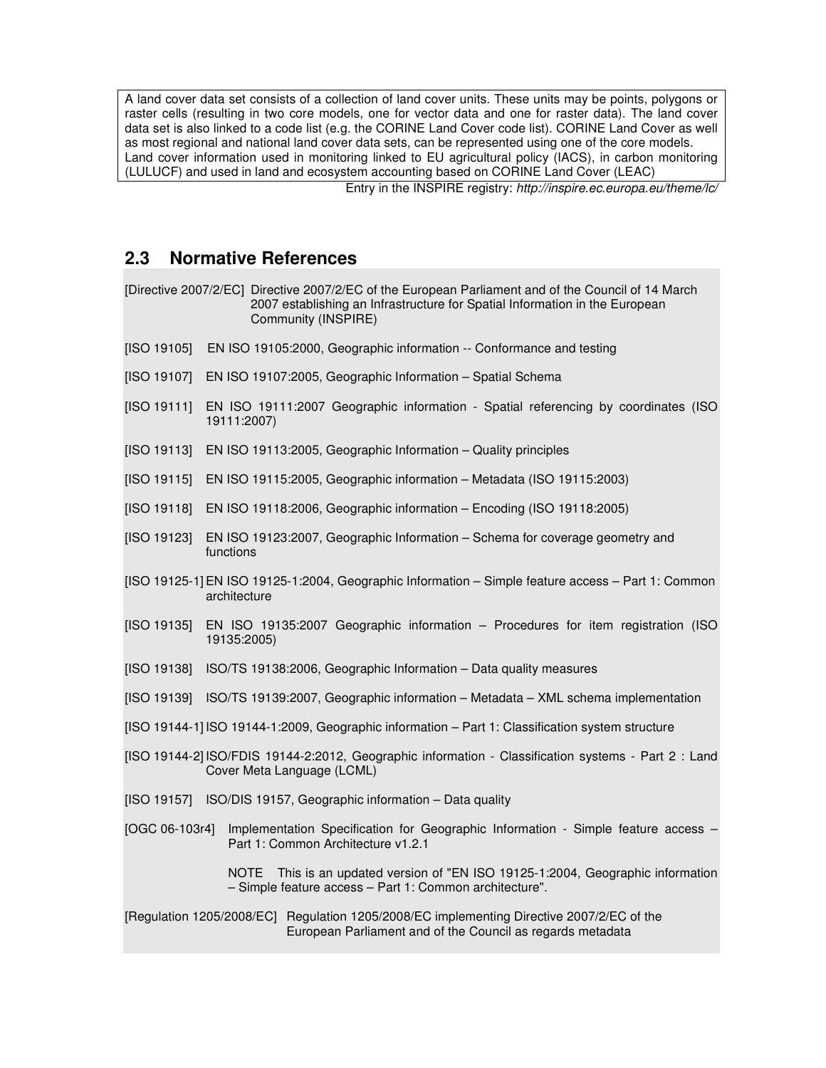A land cover data set consists of a collection of land cover units. These units may be points, polygons or raster cells (resulting in two core models, one for vector data and one for raster data). The land cover data set is also linked to a code list (e.g. the CORINE Land Cover code list). CORINE Land Cover as well as most regional and national land cover data sets, can be represented using one of the core models. Land cover information used in monitoring linked to EU agricultural policy (IACS), in carbon monitoring (LULUCF) and used in land and ecosystem accounting based on CORINE Land Cover (LEAC)

Entry in the INSPIRE registry: *http://inspire.ec.europa.eu/theme/lc/*

## 2.3 Normative References

[Directive 2007/2/EC] Directive 2007/2/EC of the European Parliament and of the Council of 14 March 2007 establishing an Infrastructure for Spatial Information in the European Community (INSPIRE)

[ISO 19105] EN ISO 19105:2000, Geographic information -- Conformance and testing

[ISO 19107] EN ISO 19107:2005, Geographic Information – Spatial Schema

[ISO 19111] EN ISO 19111:2007 Geographic information - Spatial referencing by coordinates (ISO 19111:2007)

[ISO 19113] EN ISO 19113:2005, Geographic Information – Quality principles

[ISO 19115] EN ISO 19115:2005, Geographic information – Metadata (ISO 19115:2003)

[ISO 19118] EN ISO 19118:2006, Geographic information – Encoding (ISO 19118:2005)

[ISO 19123] EN ISO 19123:2007, Geographic Information – Schema for coverage geometry and functions

[ISO 19125-1] EN ISO 19125-1:2004, Geographic Information – Simple feature access – Part 1: Common architecture

[ISO 19135] EN ISO 19135:2007 Geographic information – Procedures for item registration (ISO 19135:2005)

[ISO 19138] ISO/TS 19138:2006, Geographic Information – Data quality measures

[ISO 19139] ISO/TS 19139:2007, Geographic information – Metadata – XML schema implementation

[ISO 19144-1] ISO 19144-1:2009, Geographic information – Part 1: Classification system structure

[ISO 19144-2] ISO/FDIS 19144-2:2012, Geographic information - Classification systems - Part 2 : Land Cover Meta Language (LCML)

[ISO 19157] ISO/DIS 19157, Geographic information – Data quality

[OGC 06-103r4] Implementation Specification for Geographic Information - Simple feature access – Part 1: Common Architecture v1.2.1

NOTE This is an updated version of "EN ISO 19125-1:2004, Geographic information – Simple feature access – Part 1: Common architecture".

[Regulation 1205/2008/EC] Regulation 1205/2008/EC implementing Directive 2007/2/EC of the European Parliament and of the Council as regards metadata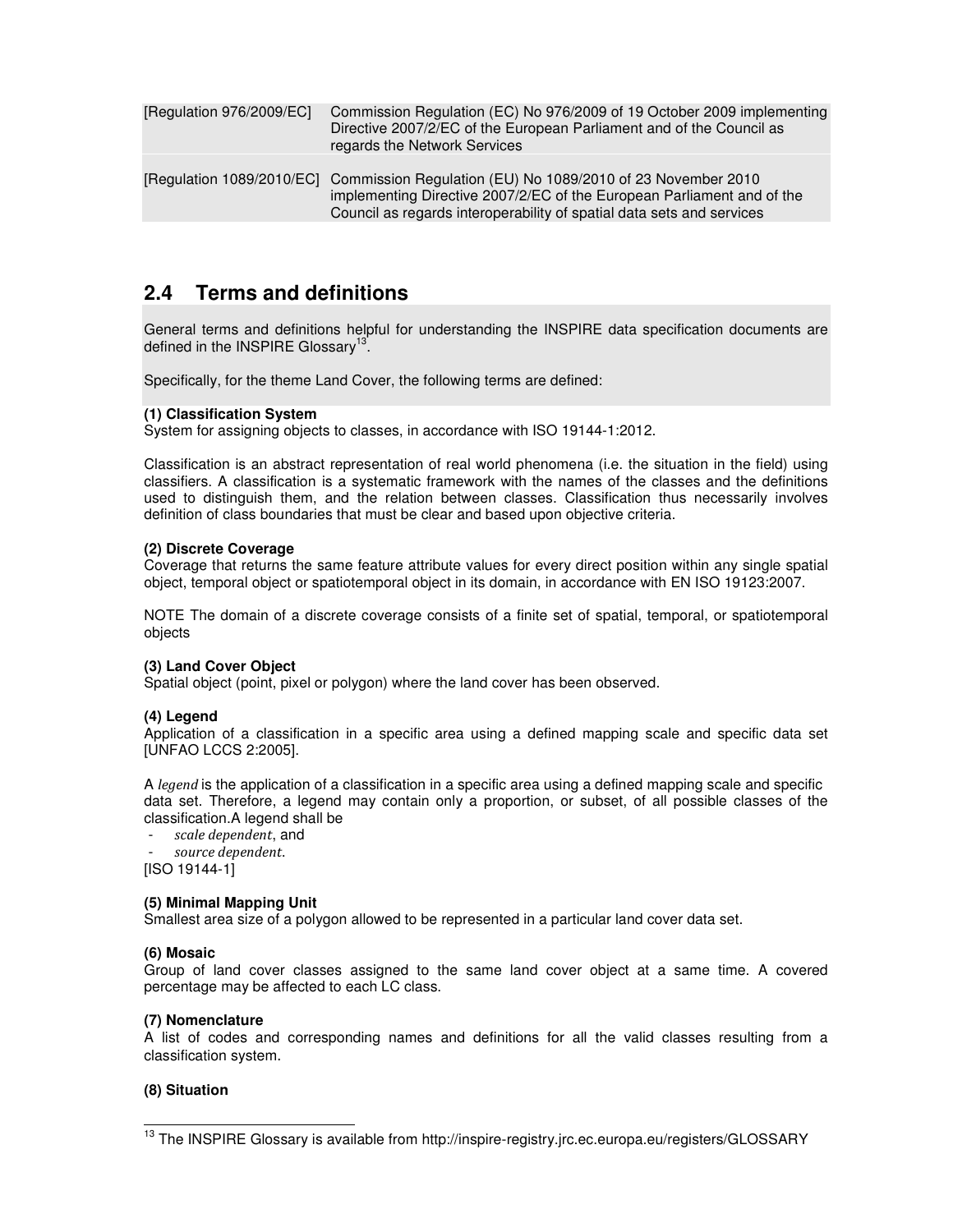| | |
|---|---|
| [Regulation 976/2009/EC] | Commission Regulation (EC) No 976/2009 of 19 October 2009 implementing Directive 2007/2/EC of the European Parliament and of the Council as regards the Network Services |
| [Regulation 1089/2010/EC] | Commission Regulation (EU) No 1089/2010 of 23 November 2010 implementing Directive 2007/2/EC of the European Parliament and of the Council as regards interoperability of spatial data sets and services |

## 2.4 Terms and definitions

General terms and definitions helpful for understanding the INSPIRE data specification documents are defined in the INSPIRE Glossary[13].

Specifically, for the theme Land Cover, the following terms are defined:

**(1) Classification System**
System for assigning objects to classes, in accordance with ISO 19144-1:2012.

Classification is an abstract representation of real world phenomena (i.e. the situation in the field) using classifiers. A classification is a systematic framework with the names of the classes and the definitions used to distinguish them, and the relation between classes. Classification thus necessarily involves definition of class boundaries that must be clear and based upon objective criteria.

**(2) Discrete Coverage**
Coverage that returns the same feature attribute values for every direct position within any single spatial object, temporal object or spatiotemporal object in its domain, in accordance with EN ISO 19123:2007.

NOTE The domain of a discrete coverage consists of a finite set of spatial, temporal, or spatiotemporal objects

**(3) Land Cover Object**
Spatial object (point, pixel or polygon) where the land cover has been observed.

**(4) Legend**
Application of a classification in a specific area using a defined mapping scale and specific data set [UNFAO LCCS 2:2005].

A *legend* is the application of a classification in a specific area using a defined mapping scale and specific data set. Therefore, a legend may contain only a proportion, or subset, of all possible classes of the classification.A legend shall be

- *scale dependent*, and
- *source dependent*.

[ISO 19144-1]

**(5) Minimal Mapping Unit**
Smallest area size of a polygon allowed to be represented in a particular land cover data set.

**(6) Mosaic**
Group of land cover classes assigned to the same land cover object at a same time. A covered percentage may be affected to each LC class.

**(7) Nomenclature**
A list of codes and corresponding names and definitions for all the valid classes resulting from a classification system.

**(8) Situation**

[13] The INSPIRE Glossary is available from http://inspire-registry.jrc.ec.europa.eu/registers/GLOSSARY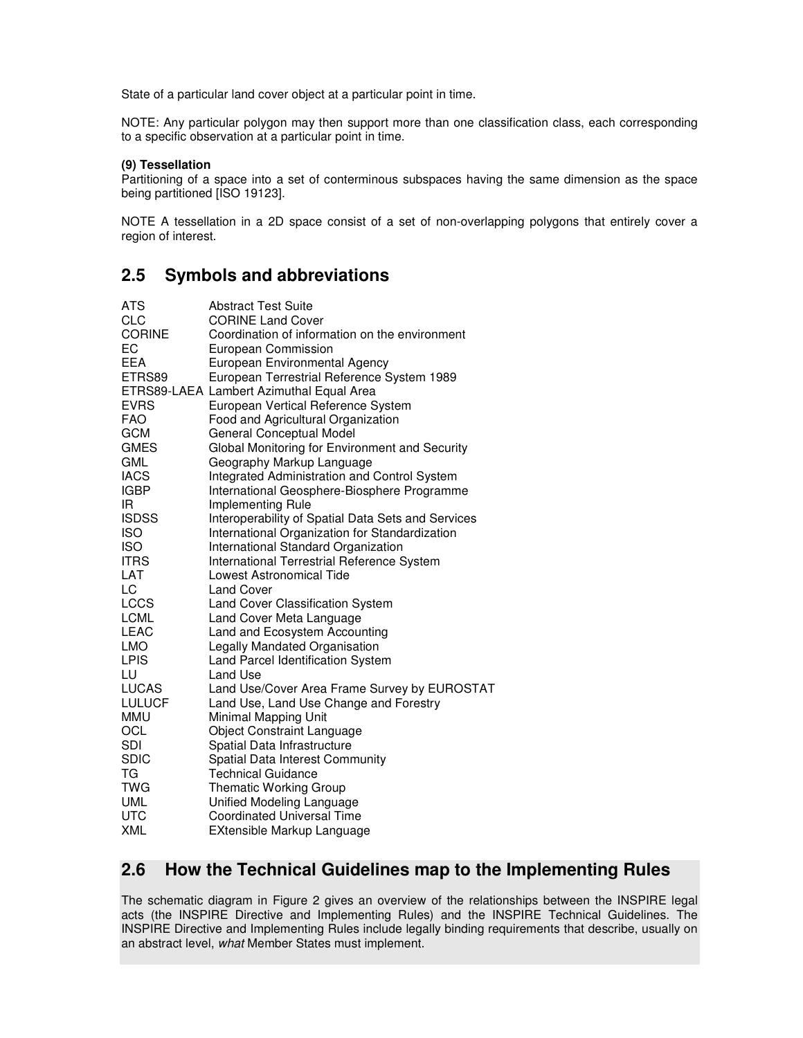State of a particular land cover object at a particular point in time.

NOTE: Any particular polygon may then support more than one classification class, each corresponding to a specific observation at a particular point in time.

**(9) Tessellation**
Partitioning of a space into a set of conterminous subspaces having the same dimension as the space being partitioned [ISO 19123].

NOTE A tessellation in a 2D space consist of a set of non-overlapping polygons that entirely cover a region of interest.

## 2.5 Symbols and abbreviations

| | |
|---|---|
| ATS | Abstract Test Suite |
| CLC | CORINE Land Cover |
| CORINE | Coordination of information on the environment |
| EC | European Commission |
| EEA | European Environmental Agency |
| ETRS89 | European Terrestrial Reference System 1989 |
| ETRS89-LAEA | Lambert Azimuthal Equal Area |
| EVRS | European Vertical Reference System |
| FAO | Food and Agricultural Organization |
| GCM | General Conceptual Model |
| GMES | Global Monitoring for Environment and Security |
| GML | Geography Markup Language |
| IACS | Integrated Administration and Control System |
| IGBP | International Geosphere-Biosphere Programme |
| IR | Implementing Rule |
| ISDSS | Interoperability of Spatial Data Sets and Services |
| ISO | International Organization for Standardization |
| ISO | International Standard Organization |
| ITRS | International Terrestrial Reference System |
| LAT | Lowest Astronomical Tide |
| LC | Land Cover |
| LCCS | Land Cover Classification System |
| LCML | Land Cover Meta Language |
| LEAC | Land and Ecosystem Accounting |
| LMO | Legally Mandated Organisation |
| LPIS | Land Parcel Identification System |
| LU | Land Use |
| LUCAS | Land Use/Cover Area Frame Survey by EUROSTAT |
| LULUCF | Land Use, Land Use Change and Forestry |
| MMU | Minimal Mapping Unit |
| OCL | Object Constraint Language |
| SDI | Spatial Data Infrastructure |
| SDIC | Spatial Data Interest Community |
| TG | Technical Guidance |
| TWG | Thematic Working Group |
| UML | Unified Modeling Language |
| UTC | Coordinated Universal Time |
| XML | EXtensible Markup Language |

## 2.6 How the Technical Guidelines map to the Implementing Rules

The schematic diagram in Figure 2 gives an overview of the relationships between the INSPIRE legal acts (the INSPIRE Directive and Implementing Rules) and the INSPIRE Technical Guidelines. The INSPIRE Directive and Implementing Rules include legally binding requirements that describe, usually on an abstract level, *what* Member States must implement.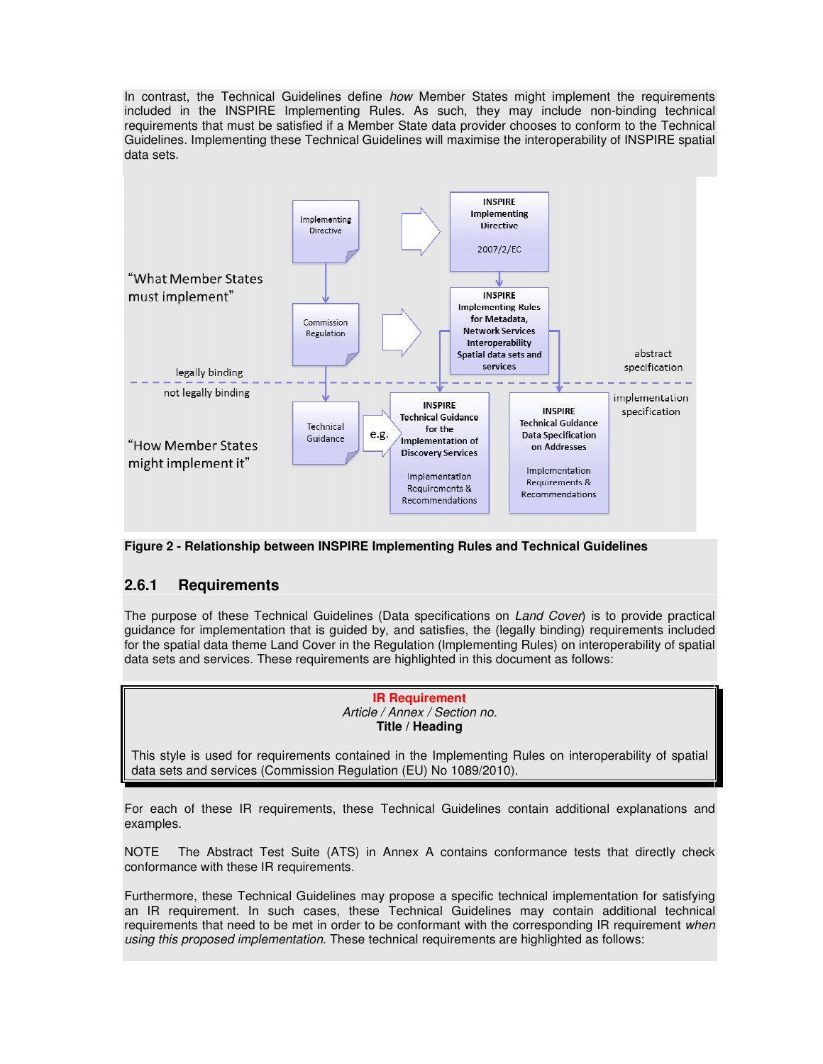In contrast, the Technical Guidelines define *how* Member States might implement the requirements included in the INSPIRE Implementing Rules. As such, they may include non-binding technical requirements that must be satisfied if a Member State data provider chooses to conform to the Technical Guidelines. Implementing these Technical Guidelines will maximise the interoperability of INSPIRE spatial data sets.

**Figure 2 - Relationship between INSPIRE Implementing Rules and Technical Guidelines**

### 2.6.1 Requirements

The purpose of these Technical Guidelines (Data specifications on *Land Cover*) is to provide practical guidance for implementation that is guided by, and satisfies, the (legally binding) requirements included for the spatial data theme Land Cover in the Regulation (Implementing Rules) on interoperability of spatial data sets and services. These requirements are highlighted in this document as follows:

> **IR Requirement**
> *Article / Annex / Section no.*
> **Title / Heading**
>
> This style is used for requirements contained in the Implementing Rules on interoperability of spatial data sets and services (Commission Regulation (EU) No 1089/2010).

For each of these IR requirements, these Technical Guidelines contain additional explanations and examples.

NOTE The Abstract Test Suite (ATS) in Annex A contains conformance tests that directly check conformance with these IR requirements.

Furthermore, these Technical Guidelines may propose a specific technical implementation for satisfying an IR requirement. In such cases, these Technical Guidelines may contain additional technical requirements that need to be met in order to be conformant with the corresponding IR requirement *when using this proposed implementation*. These technical requirements are highlighted as follows: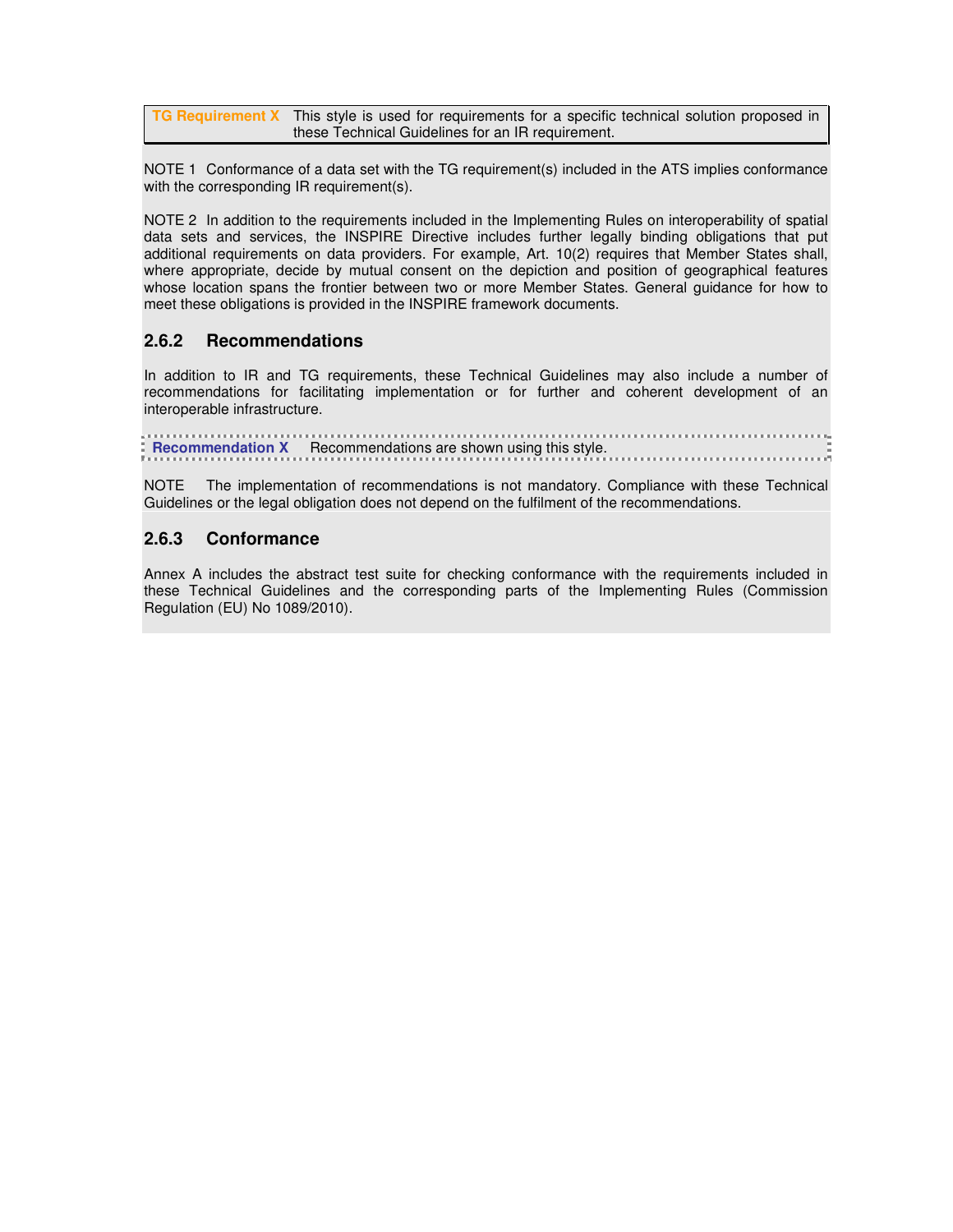**TG Requirement X** This style is used for requirements for a specific technical solution proposed in these Technical Guidelines for an IR requirement.

NOTE 1 Conformance of a data set with the TG requirement(s) included in the ATS implies conformance with the corresponding IR requirement(s).

NOTE 2 In addition to the requirements included in the Implementing Rules on interoperability of spatial data sets and services, the INSPIRE Directive includes further legally binding obligations that put additional requirements on data providers. For example, Art. 10(2) requires that Member States shall, where appropriate, decide by mutual consent on the depiction and position of geographical features whose location spans the frontier between two or more Member States. General guidance for how to meet these obligations is provided in the INSPIRE framework documents.

### 2.6.2 Recommendations

In addition to IR and TG requirements, these Technical Guidelines may also include a number of recommendations for facilitating implementation or for further and coherent development of an interoperable infrastructure.

**Recommendation X** Recommendations are shown using this style.

NOTE The implementation of recommendations is not mandatory. Compliance with these Technical Guidelines or the legal obligation does not depend on the fulfilment of the recommendations.

### 2.6.3 Conformance

Annex A includes the abstract test suite for checking conformance with the requirements included in these Technical Guidelines and the corresponding parts of the Implementing Rules (Commission Regulation (EU) No 1089/2010).